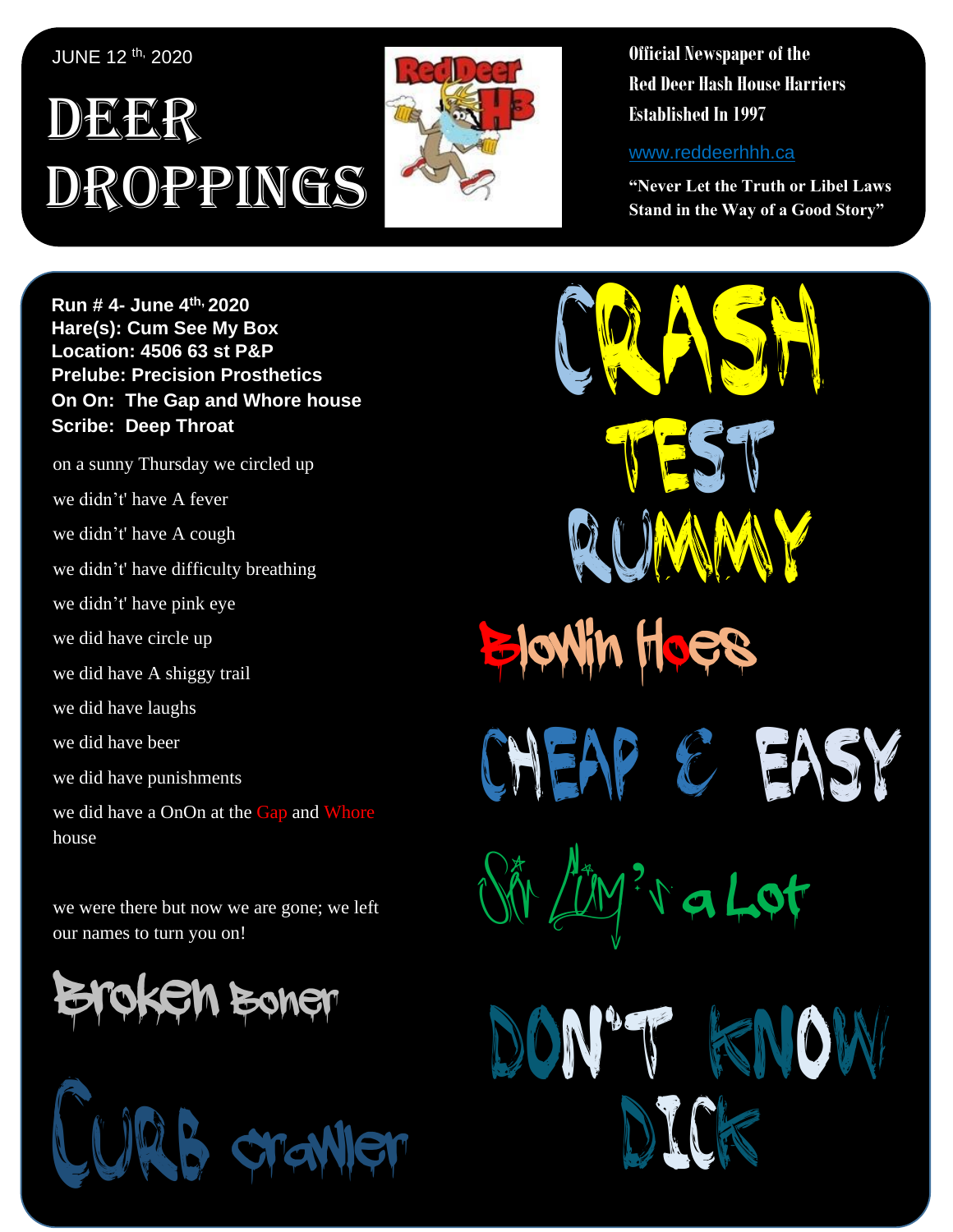JUNE 12 th, 2020

# DEER DROPPINGS

**Official Newspaper of the Red Deer Hash House Harriers Established In 1997**

www.reddeerhhh.ca

**"Never Let the Truth or Libel Laws Stand in the Way of a Good Story"**

**Run # 4- June 4th, 2020**
**Hare(s): Cum See My Box**
**Location: 4506 63 st P&P**
**Prelube: Precision Prosthetics**
**On On: The Gap and Whore house**
**Scribe: Deep Throat**

on a sunny Thursday we circled up

we didn't't have A fever

we didn't't have A cough

we didn't't have difficulty breathing

we didn't't have pink eye

we did have circle up

we did have A shiggy trail

we did have laughs

we did have beer

we did have punishments

we did have a OnOn at the Gap and Whore house

we were there but now we are gone; we left our names to turn you on!

Broken Boner

Curb crawler

Crash Test Rummy

Blowin Hoes

Cheap & Easy

Sir Cum's a Lot

Don't Know Dick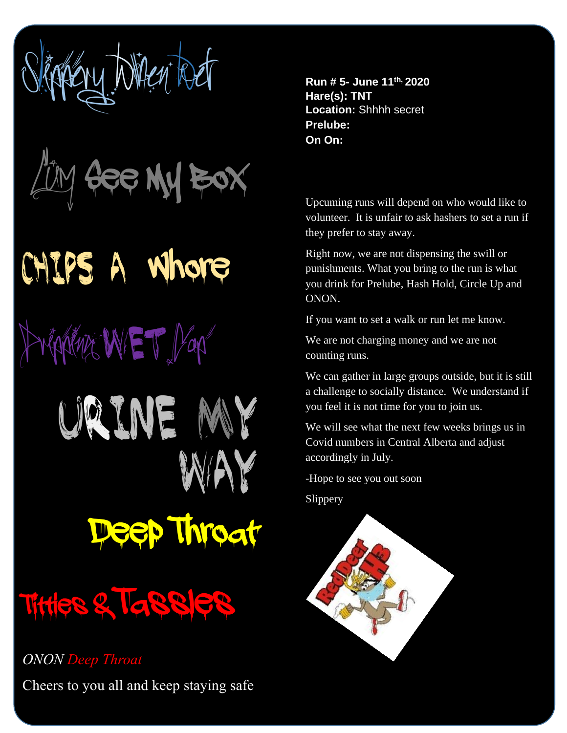Slippery When Wet

Cum See My Box

CHIPS A Whore

Dripping WET Cap

URINE MY WAY

Deep Throat

Titties & Tassles

*ONON Deep Throat*

Cheers to you all and keep staying safe

**Run # 5- June 11th, 2020**
**Hare(s): TNT**
**Location:** Shhhh secret
**Prelube:**
**On On:**

Upcuming runs will depend on who would like to volunteer. It is unfair to ask hashers to set a run if they prefer to stay away.

Right now, we are not dispensing the swill or punishments. What you bring to the run is what you drink for Prelube, Hash Hold, Circle Up and ONON.

If you want to set a walk or run let me know.

We are not charging money and we are not counting runs.

We can gather in large groups outside, but it is still a challenge to socially distance. We understand if you feel it is not time for you to join us.

We will see what the next few weeks brings us in Covid numbers in Central Alberta and adjust accordingly in July.

-Hope to see you out soon

Slippery